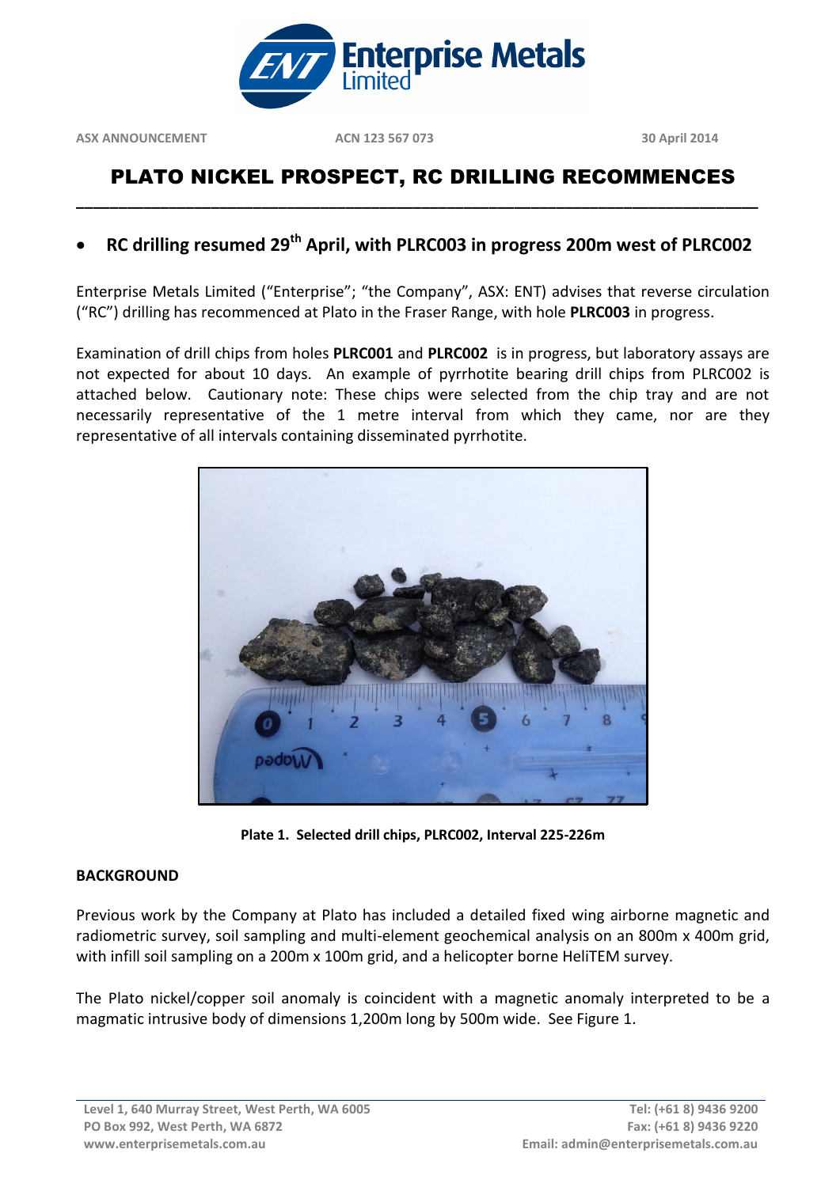ASX ANNOUNCEMENT ACN 123 567 073 30 April 2014

# PLATO NICKEL PROSPECT, RC DRILLING RECOMMENCES

- **RC drilling resumed 29th April, with PLRC003 in progress 200m west of PLRC002**

Enterprise Metals Limited ("Enterprise"; "the Company", ASX: ENT) advises that reverse circulation ("RC") drilling has recommenced at Plato in the Fraser Range, with hole **PLRC003** in progress.

Examination of drill chips from holes **PLRC001** and **PLRC002** is in progress, but laboratory assays are not expected for about 10 days. An example of pyrrhotite bearing drill chips from PLRC002 is attached below. Cautionary note: These chips were selected from the chip tray and are not necessarily representative of the 1 metre interval from which they came, nor are they representative of all intervals containing disseminated pyrrhotite.

**Plate 1. Selected drill chips, PLRC002, Interval 225-226m**

## BACKGROUND

Previous work by the Company at Plato has included a detailed fixed wing airborne magnetic and radiometric survey, soil sampling and multi-element geochemical analysis on an 800m x 400m grid, with infill soil sampling on a 200m x 100m grid, and a helicopter borne HeliTEM survey.

The Plato nickel/copper soil anomaly is coincident with a magnetic anomaly interpreted to be a magmatic intrusive body of dimensions 1,200m long by 500m wide. See Figure 1.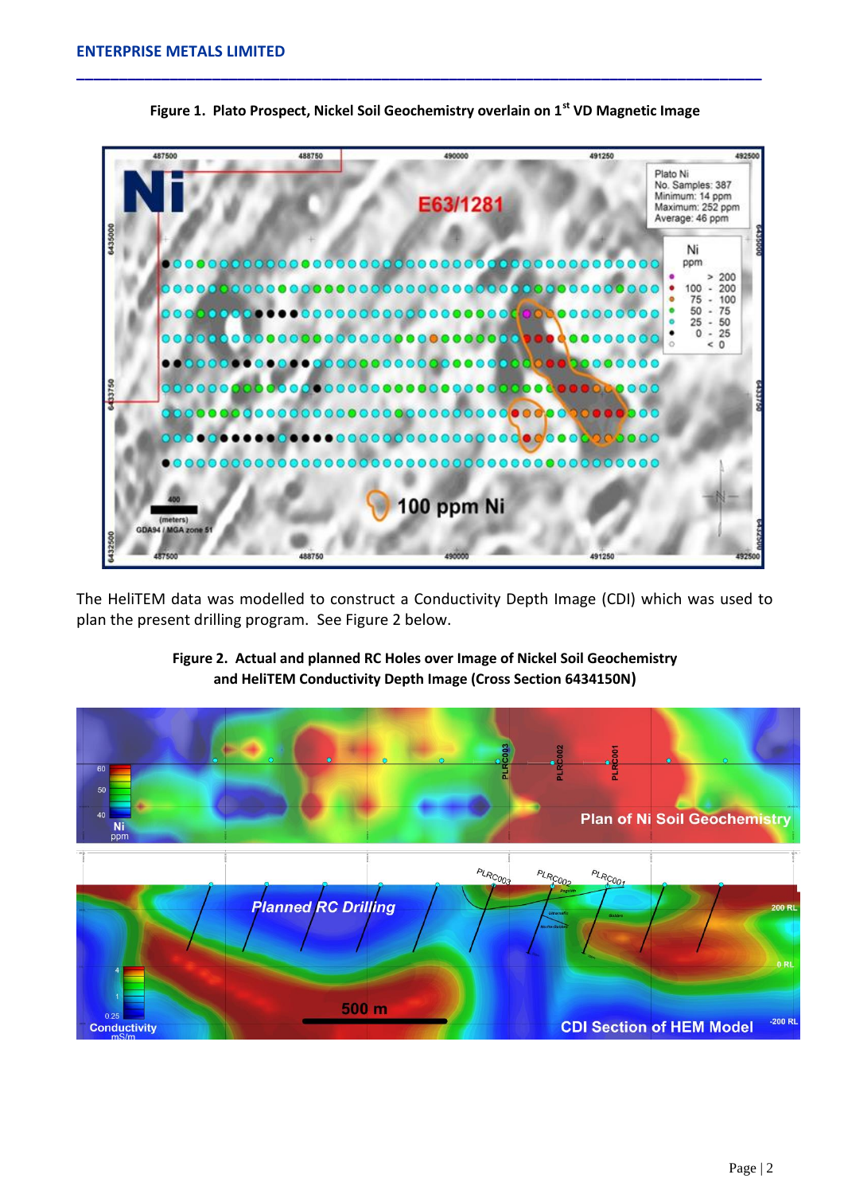Figure 1. Plato Prospect, Nickel Soil Geochemistry overlain on 1st VD Magnetic Image

487500
488750
490000
491250
492500
6435000
6433750
6432500

Ni

E63/1281

Plato Ni
No. Samples: 387
Minimum: 14 ppm
Maximum: 252 ppm
Average: 46 ppm

Ni
ppm
> 200
100 - 200
75 - 100
50 - 75
25 - 50
0 - 25
< 0

400
(meters)
GDA94 / MGA zone 51

100 ppm Ni

The HeliTEM data was modelled to construct a Conductivity Depth Image (CDI) which was used to plan the present drilling program. See Figure 2 below.

Figure 2. Actual and planned RC Holes over Image of Nickel Soil Geochemistry and HeliTEM Conductivity Depth Image (Cross Section 6434150N)

60
50
40
Ni
ppm

PLRC003
PLRC002
PLRC001

Plan of Ni Soil Geochemistry

PLRC003
PLRC002
PLRC001

Planned RC Drilling

200 RL
0 RL
-200 RL

4
1
0.25
Conductivity
mS/m

500 m

CDI Section of HEM Model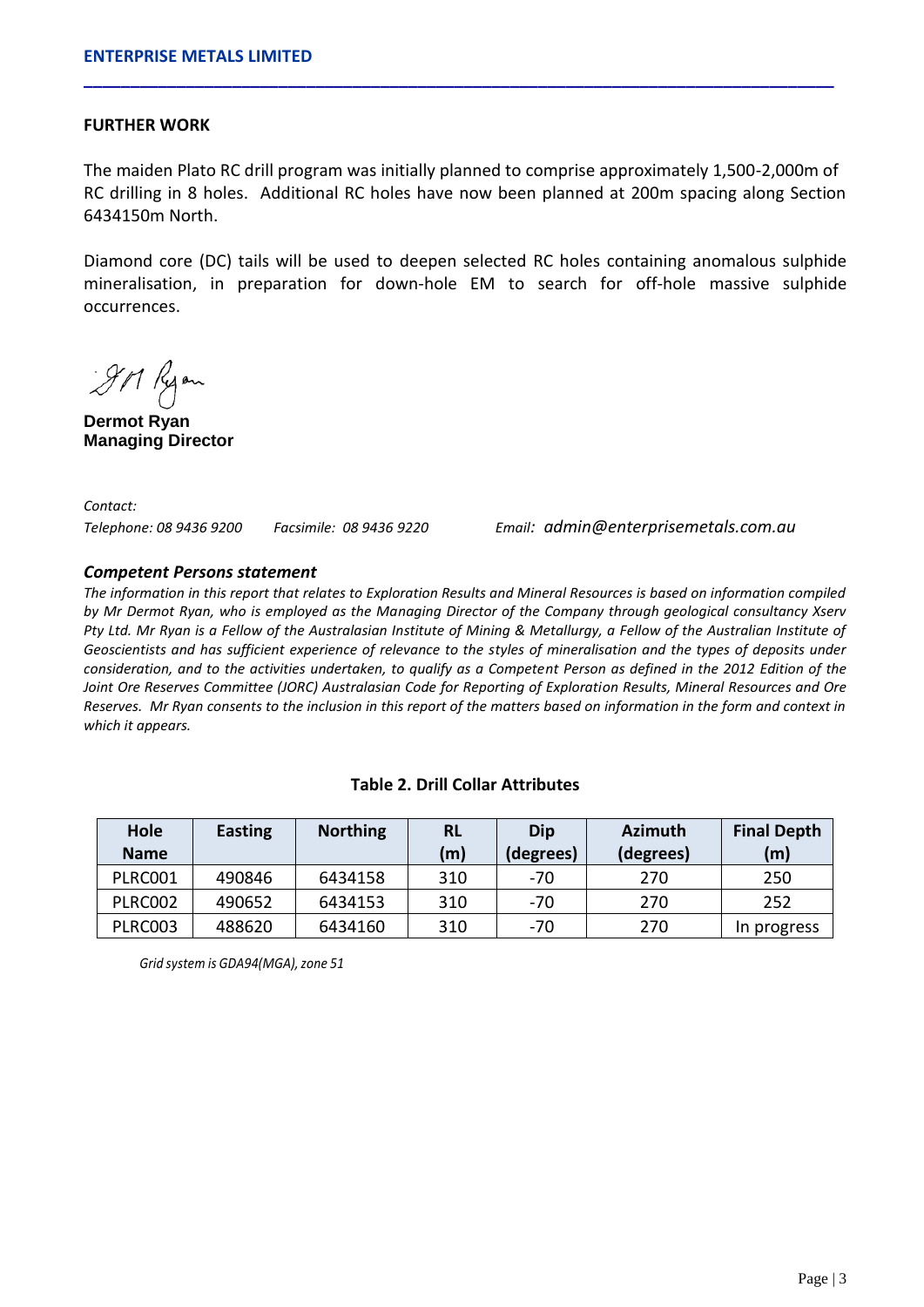## FURTHER WORK

The maiden Plato RC drill program was initially planned to comprise approximately 1,500-2,000m of RC drilling in 8 holes. Additional RC holes have now been planned at 200m spacing along Section 6434150m North.

Diamond core (DC) tails will be used to deepen selected RC holes containing anomalous sulphide mineralisation, in preparation for down-hole EM to search for off-hole massive sulphide occurrences.

**Dermot Ryan**
**Managing Director**

*Contact:*
*Telephone: 08 9436 9200* *Facsimile: 08 9436 9220* *Email: admin@enterprisemetals.com.au*

### *Competent Persons statement*

*The information in this report that relates to Exploration Results and Mineral Resources is based on information compiled by Mr Dermot Ryan, who is employed as the Managing Director of the Company through geological consultancy Xserv Pty Ltd. Mr Ryan is a Fellow of the Australasian Institute of Mining & Metallurgy, a Fellow of the Australian Institute of Geoscientists and has sufficient experience of relevance to the styles of mineralisation and the types of deposits under consideration, and to the activities undertaken, to qualify as a Competent Person as defined in the 2012 Edition of the Joint Ore Reserves Committee (JORC) Australasian Code for Reporting of Exploration Results, Mineral Resources and Ore Reserves. Mr Ryan consents to the inclusion in this report of the matters based on information in the form and context in which it appears.*

**Table 2. Drill Collar Attributes**

| Hole Name | Easting | Northing | RL (m) | Dip (degrees) | Azimuth (degrees) | Final Depth (m) |
|---|---|---|---|---|---|---|
| PLRC001 | 490846 | 6434158 | 310 | -70 | 270 | 250 |
| PLRC002 | 490652 | 6434153 | 310 | -70 | 270 | 252 |
| PLRC003 | 488620 | 6434160 | 310 | -70 | 270 | In progress |

*Grid system is GDA94(MGA), zone 51*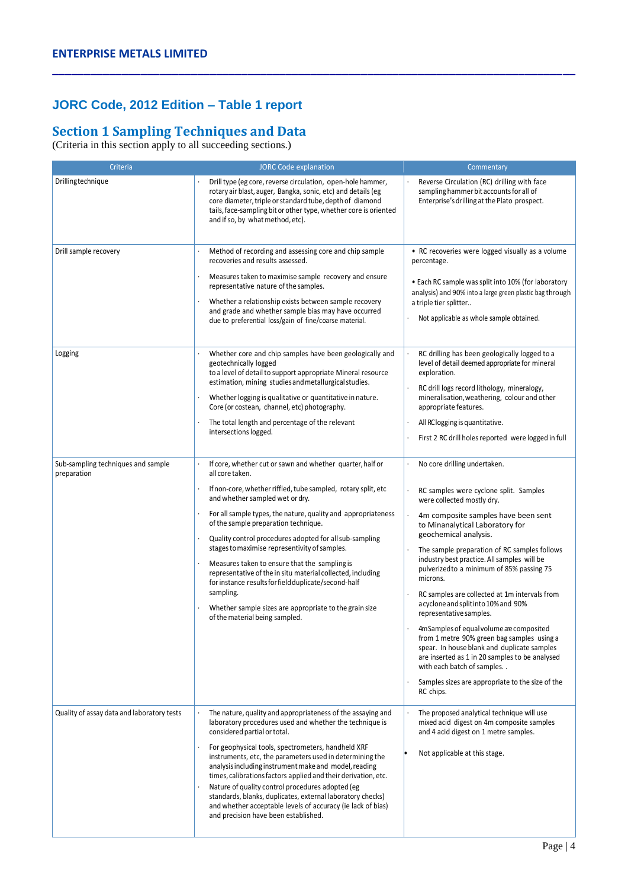## ENTERPRISE METALS LIMITED

## JORC Code, 2012 Edition – Table 1 report

# Section 1 Sampling Techniques and Data

(Criteria in this section apply to all succeeding sections.)

| Criteria | JORC Code explanation | Commentary |
|---|---|---|
| Drilling technique | · Drill type (eg core, reverse circulation, open-hole hammer, rotary air blast, auger, Bangka, sonic, etc) and details (eg core diameter, triple or standard tube, depth of diamond tails, face-sampling bit or other type, whether core is oriented and if so, by what method, etc). | · Reverse Circulation (RC) drilling with face sampling hammer bit accounts for all of Enterprise's drilling at the Plato prospect. |
| Drill sample recovery | · Method of recording and assessing core and chip sample recoveries and results assessed.<br>· Measures taken to maximise sample recovery and ensure representative nature of the samples.<br>· Whether a relationship exists between sample recovery and grade and whether sample bias may have occurred due to preferential loss/gain of fine/coarse material. | • RC recoveries were logged visually as a volume percentage.<br>• Each RC sample was split into 10% (for laboratory analysis) and 90% into a large green plastic bag through a triple tier splitter..<br>· Not applicable as whole sample obtained. |
| Logging | · Whether core and chip samples have been geologically and geotechnically logged to a level of detail to support appropriate Mineral resource estimation, mining studies and metallurgical studies.<br>· Whether logging is qualitative or quantitative in nature. Core (or costean, channel, etc) photography.<br>· The total length and percentage of the relevant intersections logged. | · RC drilling has been geologically logged to a level of detail deemed appropriate for mineral exploration.<br>· RC drill logs record lithology, mineralogy, mineralisation, weathering, colour and other appropriate features.<br>· All RC logging is quantitative.<br>· First 2 RC drill holes reported were logged in full |
| Sub-sampling techniques and sample preparation | · If core, whether cut or sawn and whether quarter, half or all core taken.<br>· If non-core, whether riffled, tube sampled, rotary split, etc and whether sampled wet or dry.<br>· For all sample types, the nature, quality and appropriateness of the sample preparation technique.<br>· Quality control procedures adopted for all sub-sampling stages to maximise representivity of samples.<br>· Measures taken to ensure that the sampling is representative of the in situ material collected, including for instance results for field duplicate/second-half sampling.<br>· Whether sample sizes are appropriate to the grain size of the material being sampled. | · No core drilling undertaken.<br>· RC samples were cyclone split. Samples were collected mostly dry.<br>· 4m composite samples have been sent to Minanalytical Laboratory for geochemical analysis.<br>· The sample preparation of RC samples follows industry best practice. All samples will be pulverized to a minimum of 85% passing 75 microns.<br>· RC samples are collected at 1m intervals from a cyclone and split into 10% and 90% representative samples.<br>· 4m Samples of equal volume are composited from 1 metre 90% green bag samples using a spear. In house blank and duplicate samples are inserted as 1 in 20 samples to be analysed with each batch of samples. .<br>· Samples sizes are appropriate to the size of the RC chips. |
| Quality of assay data and laboratory tests | · The nature, quality and appropriateness of the assaying and laboratory procedures used and whether the technique is considered partial or total.<br>· For geophysical tools, spectrometers, handheld XRF instruments, etc, the parameters used in determining the analysis including instrument make and model, reading times, calibrations factors applied and their derivation, etc.<br>· Nature of quality control procedures adopted (eg standards, blanks, duplicates, external laboratory checks) and whether acceptable levels of accuracy (ie lack of bias) and precision have been established. | · The proposed analytical technique will use mixed acid digest on 4m composite samples and 4 acid digest on 1 metre samples.<br>• Not applicable at this stage. |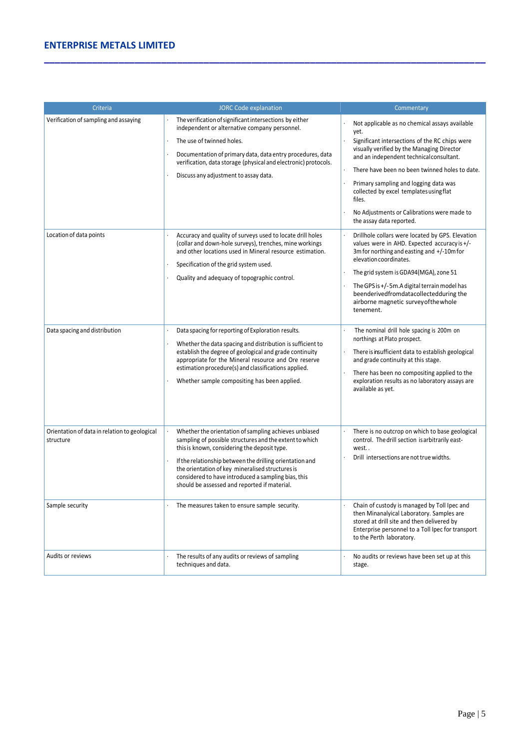| Criteria | JORC Code explanation | Commentary |
|---|---|---|
| Verification of sampling and assaying | · The verification of significant intersections by either independent or alternative company personnel.<br>· The use of twinned holes.<br>· Documentation of primary data, data entry procedures, data verification, data storage (physical and electronic) protocols.<br>· Discuss any adjustment to assay data. | · Not applicable as no chemical assays available yet.<br>· Significant intersections of the RC chips were visually verified by the Managing Director and an independent technical consultant.<br>· There have been no been twinned holes to date.<br>· Primary sampling and logging data was collected by excel templates using flat files.<br>· No Adjustments or Calibrations were made to the assay data reported. |
| Location of data points | · Accuracy and quality of surveys used to locate drill holes (collar and down-hole surveys), trenches, mine workings and other locations used in Mineral resource estimation.<br>· Specification of the grid system used.<br>· Quality and adequacy of topographic control. | · Drillhole collars were located by GPS. Elevation values were in AHD. Expected accuracy is +/- 3m for northing and easting and +/-10m for elevation coordinates.<br>· The grid system is GDA94(MGA), zone 51<br>· The GPS is +/-5m.A digital terrain model has beenderivedfromdatacollectedduring the airborne magnetic surveyofthewhole tenement. |
| Data spacing and distribution | · Data spacing for reporting of Exploration results.<br>· Whether the data spacing and distribution is sufficient to establish the degree of geological and grade continuity appropriate for the Mineral resource and Ore reserve estimation procedure(s) and classifications applied.<br>· Whether sample compositing has been applied. | · The nominal drill hole spacing is 200m on northings at Plato prospect.<br>· There is insufficient data to establish geological and grade continuity at this stage.<br>· There has been no compositing applied to the exploration results as no laboratory assays are available as yet. |
| Orientation of data in relation to geological structure | · Whether the orientation of sampling achieves unbiased sampling of possible structures and the extent to which this is known, considering the deposit type.<br>· If the relationship between the drilling orientation and the orientation of key mineralised structures is considered to have introduced a sampling bias, this should be assessed and reported if material. | · There is no outcrop on which to base geological control. The drill section is arbitrarily east-west. .<br>· Drill intersections are not true widths. |
| Sample security | · The measures taken to ensure sample security. | · Chain of custody is managed by Toll Ipec and then Minanalyical Laboratory. Samples are stored at drill site and then delivered by Enterprise personnel to a Toll Ipec for transport to the Perth laboratory. |
| Audits or reviews | · The results of any audits or reviews of sampling techniques and data. | · No audits or reviews have been set up at this stage. |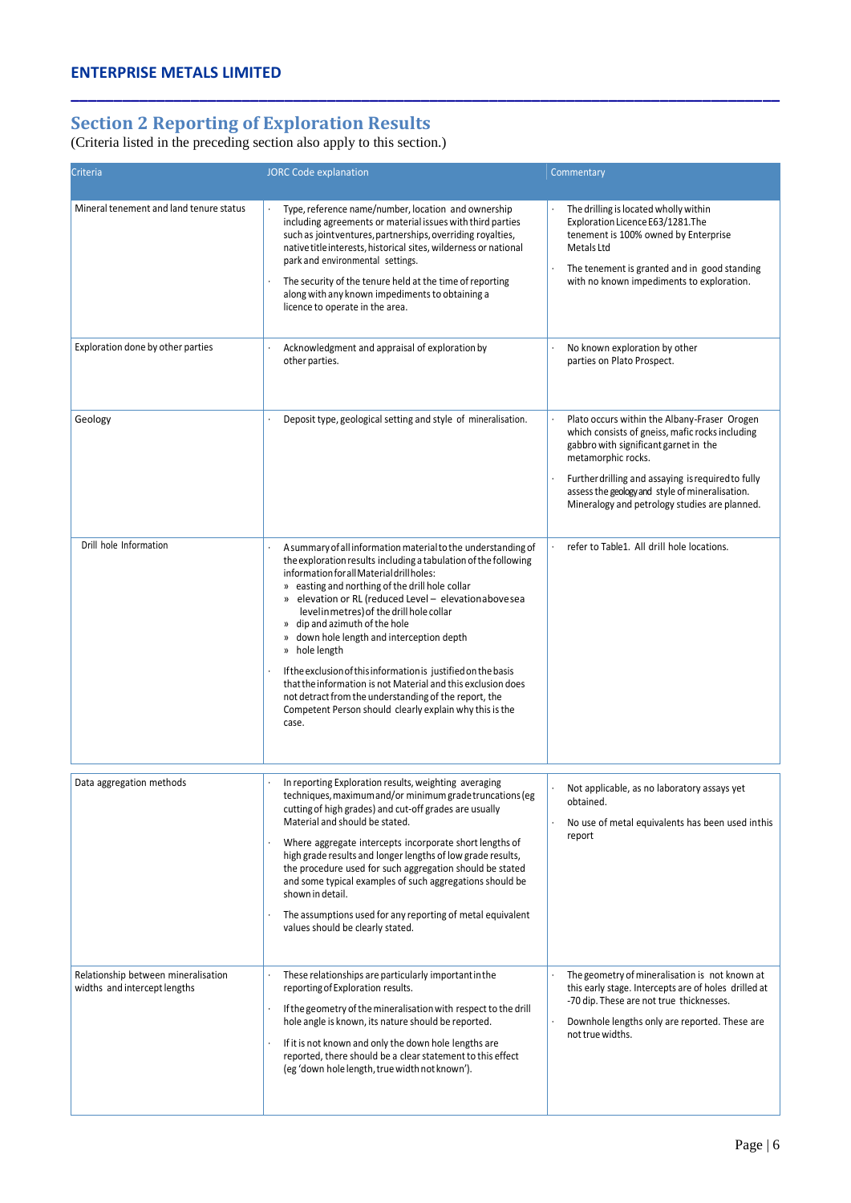## Section 2 Reporting of Exploration Results

(Criteria listed in the preceding section also apply to this section.)

| Criteria | JORC Code explanation | Commentary |
|---|---|---|
| Mineral tenement and land tenure status | · Type, reference name/number, location and ownership including agreements or material issues with third parties such as jointventures, partnerships, overriding royalties, native title interests, historical sites, wilderness or national park and environmental settings.<br>· The security of the tenure held at the time of reporting along with any known impediments to obtaining a licence to operate in the area. | · The drilling is located wholly within Exploration Licence E63/1281.The tenement is 100% owned by Enterprise Metals Ltd<br>· The tenement is granted and in good standing with no known impediments to exploration. |
| Exploration done by other parties | · Acknowledgment and appraisal of exploration by other parties. | · No known exploration by other parties on Plato Prospect. |
| Geology | · Deposit type, geological setting and style of mineralisation. | · Plato occurs within the Albany-Fraser Orogen which consists of gneiss, mafic rocks including gabbro with significant garnet in the metamorphic rocks.<br>· Further drilling and assaying is required to fully assess the geology and style of mineralisation. Mineralogy and petrology studies are planned. |
| Drill hole Information | · A summary of all information material to the understanding of the exploration results including a tabulation of the following information for all Material drill holes:<br>» easting and northing of the drill hole collar<br>» elevation or RL (reduced Level – elevation above sea level in metres) of the drill hole collar<br>» dip and azimuth of the hole<br>» down hole length and interception depth<br>» hole length<br>· If the exclusion of this information is justified on the basis that the information is not Material and this exclusion does not detract from the understanding of the report, the Competent Person should clearly explain why this is the case. | · refer to Table1. All drill hole locations. |
| Data aggregation methods | · In reporting Exploration results, weighting averaging techniques, maximum and/or minimum grade truncations (eg cutting of high grades) and cut-off grades are usually Material and should be stated.<br>· Where aggregate intercepts incorporate short lengths of high grade results and longer lengths of low grade results, the procedure used for such aggregation should be stated and some typical examples of such aggregations should be shown in detail.<br>· The assumptions used for any reporting of metal equivalent values should be clearly stated. | · Not applicable, as no laboratory assays yet obtained.<br>· No use of metal equivalents has been used inthis report |
| Relationship between mineralisation widths and intercept lengths | · These relationships are particularly important in the reporting of Exploration results.<br>· If the geometry of the mineralisation with respect to the drill hole angle is known, its nature should be reported.<br>· If it is not known and only the down hole lengths are reported, there should be a clear statement to this effect (eg 'down hole length, true width not known'). | · The geometry of mineralisation is not known at this early stage. Intercepts are of holes drilled at -70 dip. These are not true thicknesses.<br>· Downhole lengths only are reported. These are not true widths. |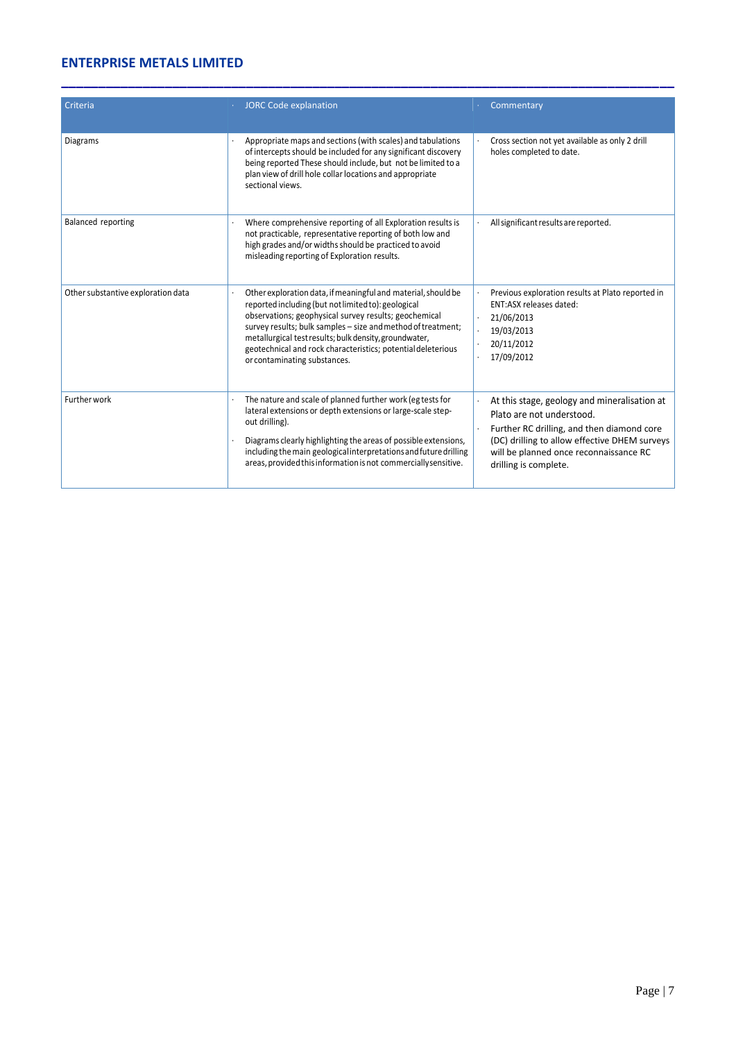| Criteria | JORC Code explanation | Commentary |
|---|---|---|
| Diagrams | · Appropriate maps and sections (with scales) and tabulations of intercepts should be included for any significant discovery being reported These should include, but not be limited to a plan view of drill hole collar locations and appropriate sectional views. | · Cross section not yet available as only 2 drill holes completed to date. |
| Balanced reporting | · Where comprehensive reporting of all Exploration results is not practicable, representative reporting of both low and high grades and/or widths should be practiced to avoid misleading reporting of Exploration results. | · All significant results are reported. |
| Other substantive exploration data | · Other exploration data, if meaningful and material, should be reported including (but not limited to): geological observations; geophysical survey results; geochemical survey results; bulk samples – size and method of treatment; metallurgical test results; bulk density, groundwater, geotechnical and rock characteristics; potential deleterious or contaminating substances. | · Previous exploration results at Plato reported in ENT:ASX releases dated:<br>· 21/06/2013<br>· 19/03/2013<br>· 20/11/2012<br>· 17/09/2012 |
| Further work | · The nature and scale of planned further work (eg tests for lateral extensions or depth extensions or large-scale step-out drilling).<br>· Diagrams clearly highlighting the areas of possible extensions, including the main geological interpretations and future drilling areas, provided this information is not commercially sensitive. | · At this stage, geology and mineralisation at Plato are not understood.<br>· Further RC drilling, and then diamond core (DC) drilling to allow effective DHEM surveys will be planned once reconnaissance RC drilling is complete. |